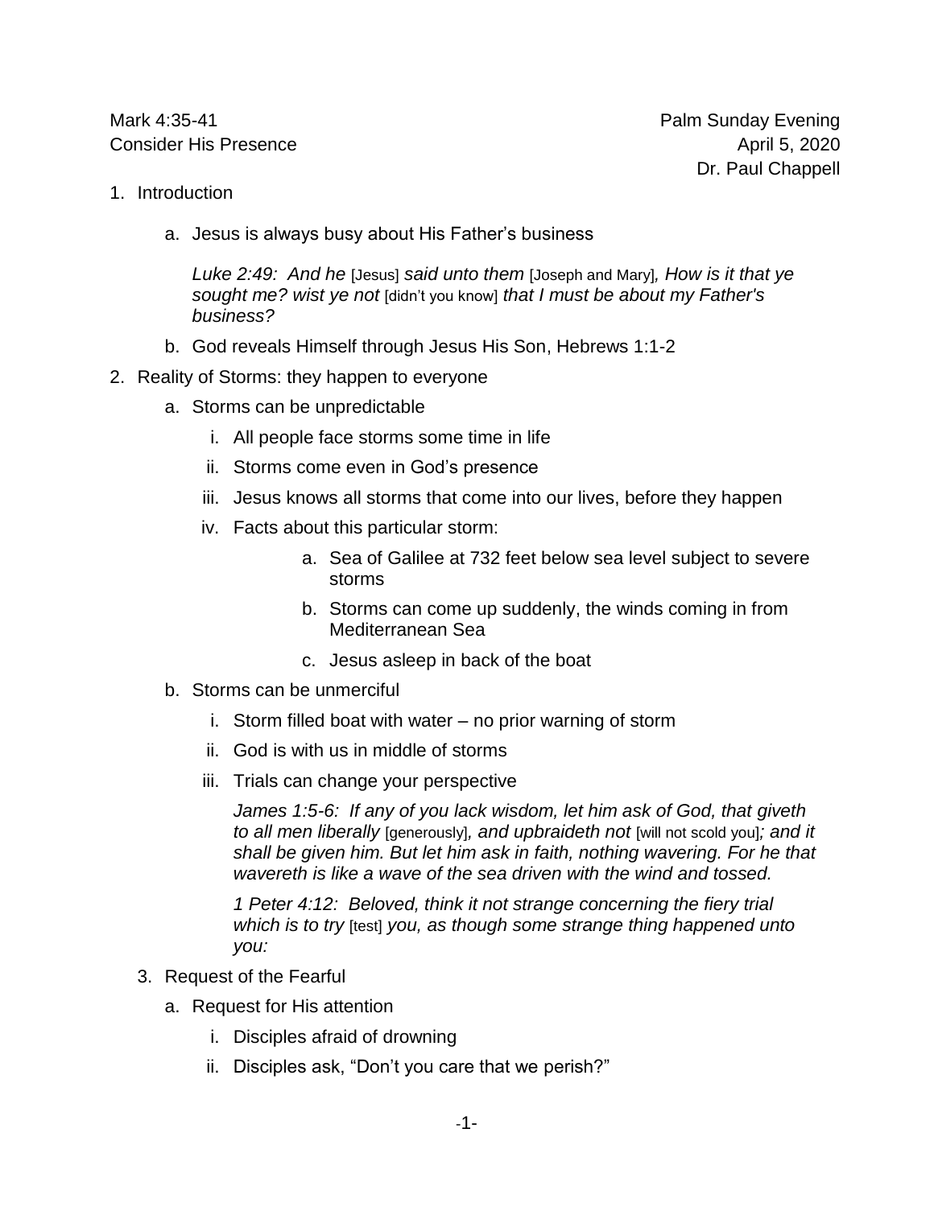Mark 4:35-41 Palm Sunday Evening

Consider His Presence April 5, 2020

Dr. Paul Chappell

1. Introduction
   a. Jesus is always busy about His Father's business

      *Luke 2:49: And he* [Jesus] *said unto them* [Joseph and Mary]*, How is it that ye sought me? wist ye not* [didn't you know] *that I must be about my Father's business?*

   b. God reveals Himself through Jesus His Son, Hebrews 1:1-2

2. Reality of Storms: they happen to everyone
   a. Storms can be unpredictable
      i. All people face storms some time in life
      ii. Storms come even in God's presence
      iii. Jesus knows all storms that come into our lives, before they happen
      iv. Facts about this particular storm:
         a. Sea of Galilee at 732 feet below sea level subject to severe storms
         b. Storms can come up suddenly, the winds coming in from Mediterranean Sea
         c. Jesus asleep in back of the boat
   b. Storms can be unmerciful
      i. Storm filled boat with water – no prior warning of storm
      ii. God is with us in middle of storms
      iii. Trials can change your perspective

         *James 1:5-6: If any of you lack wisdom, let him ask of God, that giveth to all men liberally* [generously]*, and upbraideth not* [will not scold you]*; and it shall be given him. But let him ask in faith, nothing wavering. For he that wavereth is like a wave of the sea driven with the wind and tossed.*

         *1 Peter 4:12: Beloved, think it not strange concerning the fiery trial which is to try* [test] *you, as though some strange thing happened unto you:*

3. Request of the Fearful
   a. Request for His attention
      i. Disciples afraid of drowning
      ii. Disciples ask, "Don't you care that we perish?"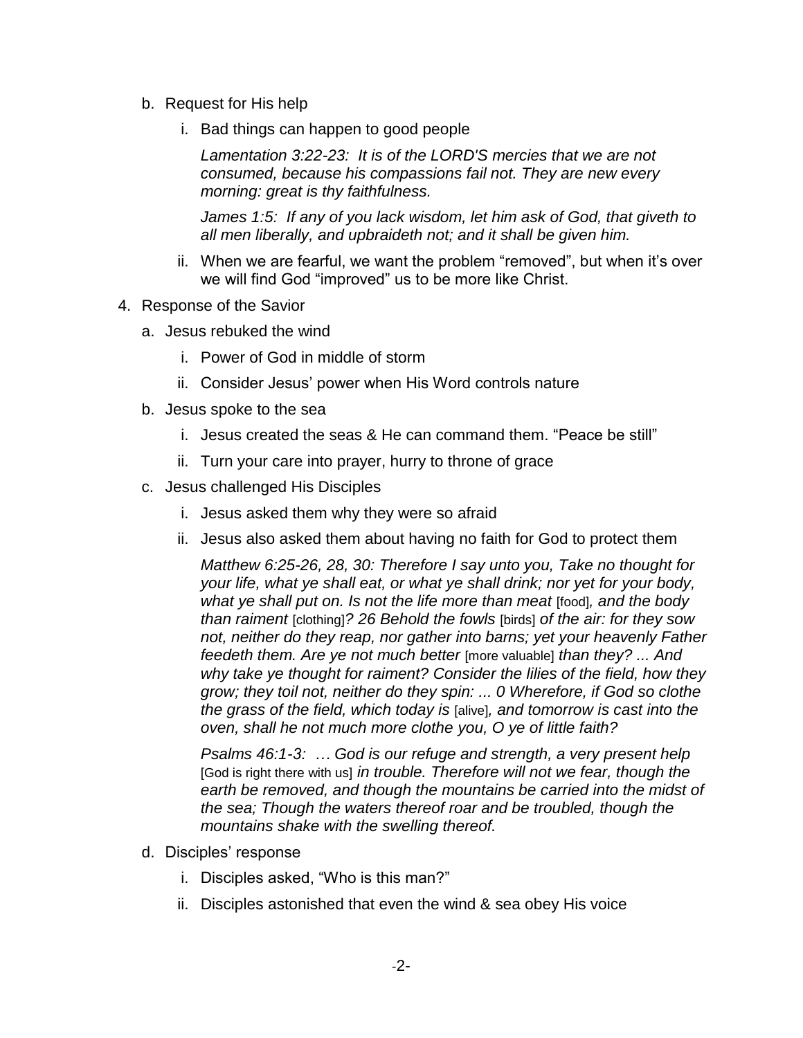b. Request for His help

   i. Bad things can happen to good people

      *Lamentation 3:22-23: It is of the LORD'S mercies that we are not consumed, because his compassions fail not. They are new every morning: great is thy faithfulness.*

      *James 1:5: If any of you lack wisdom, let him ask of God, that giveth to all men liberally, and upbraideth not; and it shall be given him.*

   ii. When we are fearful, we want the problem "removed", but when it's over we will find God "improved" us to be more like Christ.

4. Response of the Savior

   a. Jesus rebuked the wind

      i. Power of God in middle of storm

      ii. Consider Jesus' power when His Word controls nature

   b. Jesus spoke to the sea

      i. Jesus created the seas & He can command them. "Peace be still"

      ii. Turn your care into prayer, hurry to throne of grace

   c. Jesus challenged His Disciples

      i. Jesus asked them why they were so afraid

      ii. Jesus also asked them about having no faith for God to protect them

         *Matthew 6:25-26, 28, 30: Therefore I say unto you, Take no thought for your life, what ye shall eat, or what ye shall drink; nor yet for your body, what ye shall put on. Is not the life more than meat* [food]*, and the body than raiment* [clothing]*? 26 Behold the fowls* [birds] *of the air: for they sow not, neither do they reap, nor gather into barns; yet your heavenly Father feedeth them. Are ye not much better* [more valuable] *than they? ... And why take ye thought for raiment? Consider the lilies of the field, how they grow; they toil not, neither do they spin: ... 0 Wherefore, if God so clothe the grass of the field, which today is* [alive]*, and tomorrow is cast into the oven, shall he not much more clothe you, O ye of little faith?*

         *Psalms 46:1-3: … God is our refuge and strength, a very present help* [God is right there with us] *in trouble. Therefore will not we fear, though the earth be removed, and though the mountains be carried into the midst of the sea; Though the waters thereof roar and be troubled, though the mountains shake with the swelling thereof.*

   d. Disciples' response

      i. Disciples asked, "Who is this man?"

      ii. Disciples astonished that even the wind & sea obey His voice